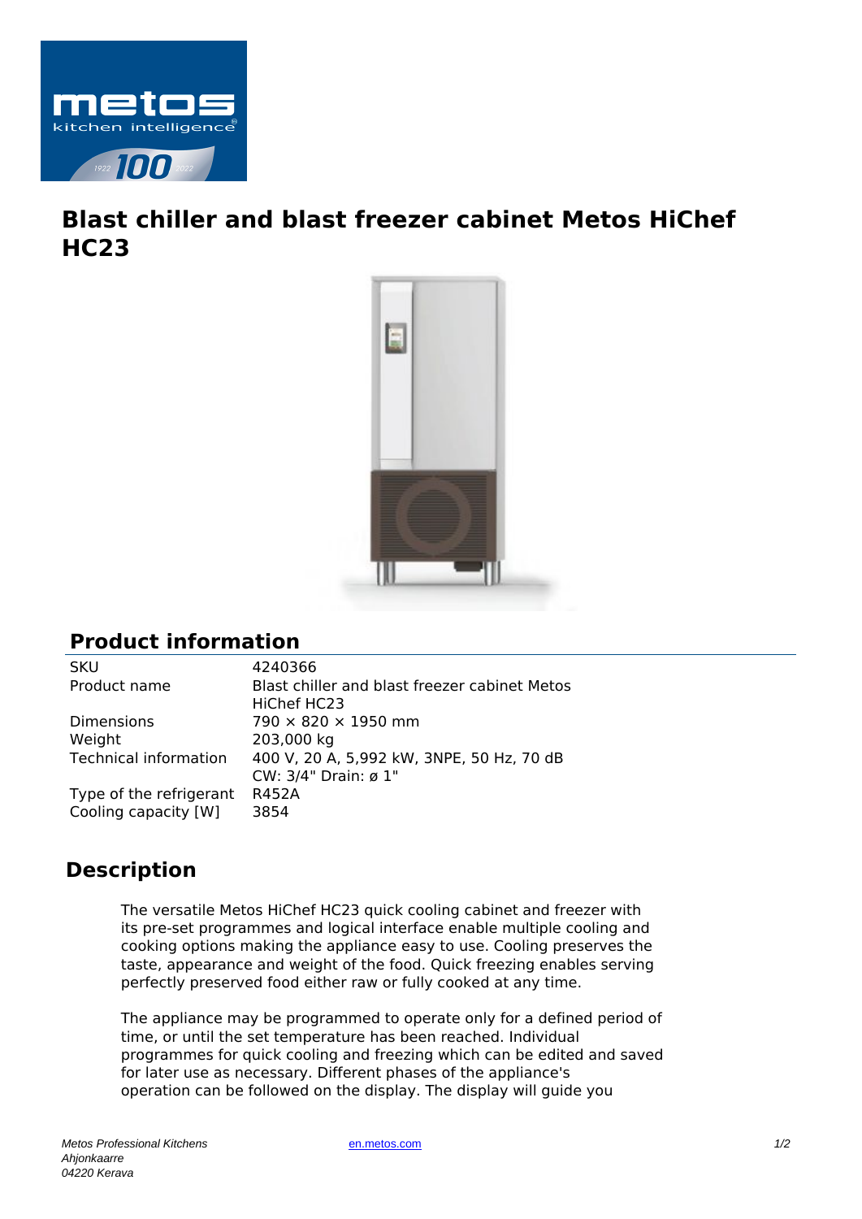# Blast chiller and blast freezer cabinet Metos HiChef HC23

## Product information

| | |
|---|---|
| SKU | 4240366 |
| Product name | Blast chiller and blast freezer cabinet Metos HiChef HC23 |
| Dimensions | 790 × 820 × 1950 mm |
| Weight | 203,000 kg |
| Technical information | 400 V, 20 A, 5,992 kW, 3NPE, 50 Hz, 70 dB CW: 3/4" Drain: ø 1" |
| Type of the refrigerant | R452A |
| Cooling capacity [W] | 3854 |

## Description

The versatile Metos HiChef HC23 quick cooling cabinet and freezer with its pre-set programmes and logical interface enable multiple cooling and cooking options making the appliance easy to use. Cooling preserves the taste, appearance and weight of the food. Quick freezing enables serving perfectly preserved food either raw or fully cooked at any time.

The appliance may be programmed to operate only for a defined period of time, or until the set temperature has been reached. Individual programmes for quick cooling and freezing which can be edited and saved for later use as necessary. Different phases of the appliance's operation can be followed on the display. The display will guide you

*Metos Professional Kitchens*
*Ahjonkaarre*
*04220 Kerava*

en.metos.com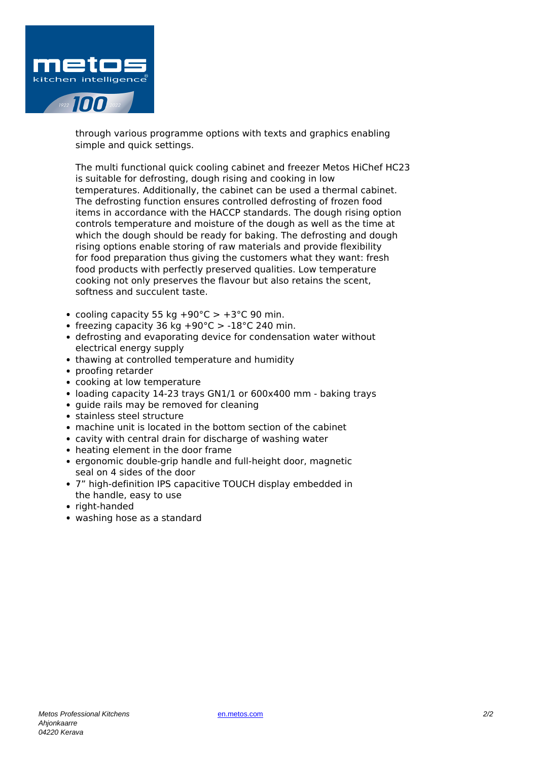through various programme options with texts and graphics enabling simple and quick settings.

The multi functional quick cooling cabinet and freezer Metos HiChef HC23 is suitable for defrosting, dough rising and cooking in low temperatures. Additionally, the cabinet can be used a thermal cabinet. The defrosting function ensures controlled defrosting of frozen food items in accordance with the HACCP standards. The dough rising option controls temperature and moisture of the dough as well as the time at which the dough should be ready for baking. The defrosting and dough rising options enable storing of raw materials and provide flexibility for food preparation thus giving the customers what they want: fresh food products with perfectly preserved qualities. Low temperature cooking not only preserves the flavour but also retains the scent, softness and succulent taste.

- cooling capacity 55 kg +90°C > +3°C 90 min.
- freezing capacity 36 kg +90°C > -18°C 240 min.
- defrosting and evaporating device for condensation water without electrical energy supply
- thawing at controlled temperature and humidity
- proofing retarder
- cooking at low temperature
- loading capacity 14-23 trays GN1/1 or 600x400 mm - baking trays
- guide rails may be removed for cleaning
- stainless steel structure
- machine unit is located in the bottom section of the cabinet
- cavity with central drain for discharge of washing water
- heating element in the door frame
- ergonomic double-grip handle and full-height door, magnetic seal on 4 sides of the door
- 7” high-definition IPS capacitive TOUCH display embedded in the handle, easy to use
- right-handed
- washing hose as a standard

*Metos Professional Kitchens*
*Ahjonkaarre*
*04220 Kerava*

en.metos.com